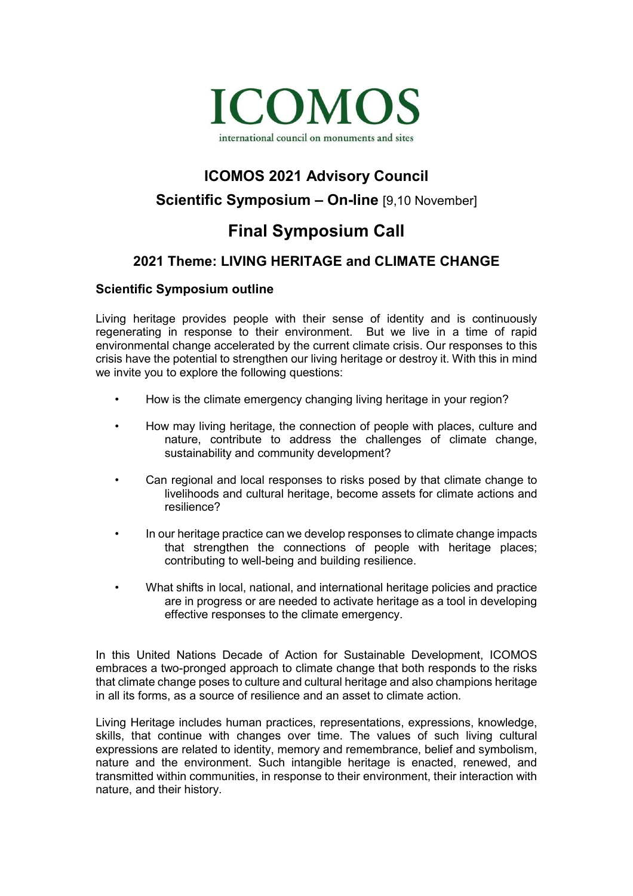# ICOMOS

international council on monuments and sites

## ICOMOS 2021 Advisory Council

### Scientific Symposium – On-line [9,10 November]

# Final Symposium Call

## 2021 Theme: LIVING HERITAGE and CLIMATE CHANGE

### Scientific Symposium outline

Living heritage provides people with their sense of identity and is continuously regenerating in response to their environment. But we live in a time of rapid environmental change accelerated by the current climate crisis. Our responses to this crisis have the potential to strengthen our living heritage or destroy it. With this in mind we invite you to explore the following questions:

- How is the climate emergency changing living heritage in your region?
- How may living heritage, the connection of people with places, culture and nature, contribute to address the challenges of climate change, sustainability and community development?
- Can regional and local responses to risks posed by that climate change to livelihoods and cultural heritage, become assets for climate actions and resilience?
- In our heritage practice can we develop responses to climate change impacts that strengthen the connections of people with heritage places; contributing to well-being and building resilience.
- What shifts in local, national, and international heritage policies and practice are in progress or are needed to activate heritage as a tool in developing effective responses to the climate emergency.

In this United Nations Decade of Action for Sustainable Development, ICOMOS embraces a two-pronged approach to climate change that both responds to the risks that climate change poses to culture and cultural heritage and also champions heritage in all its forms, as a source of resilience and an asset to climate action.

Living Heritage includes human practices, representations, expressions, knowledge, skills, that continue with changes over time. The values of such living cultural expressions are related to identity, memory and remembrance, belief and symbolism, nature and the environment. Such intangible heritage is enacted, renewed, and transmitted within communities, in response to their environment, their interaction with nature, and their history.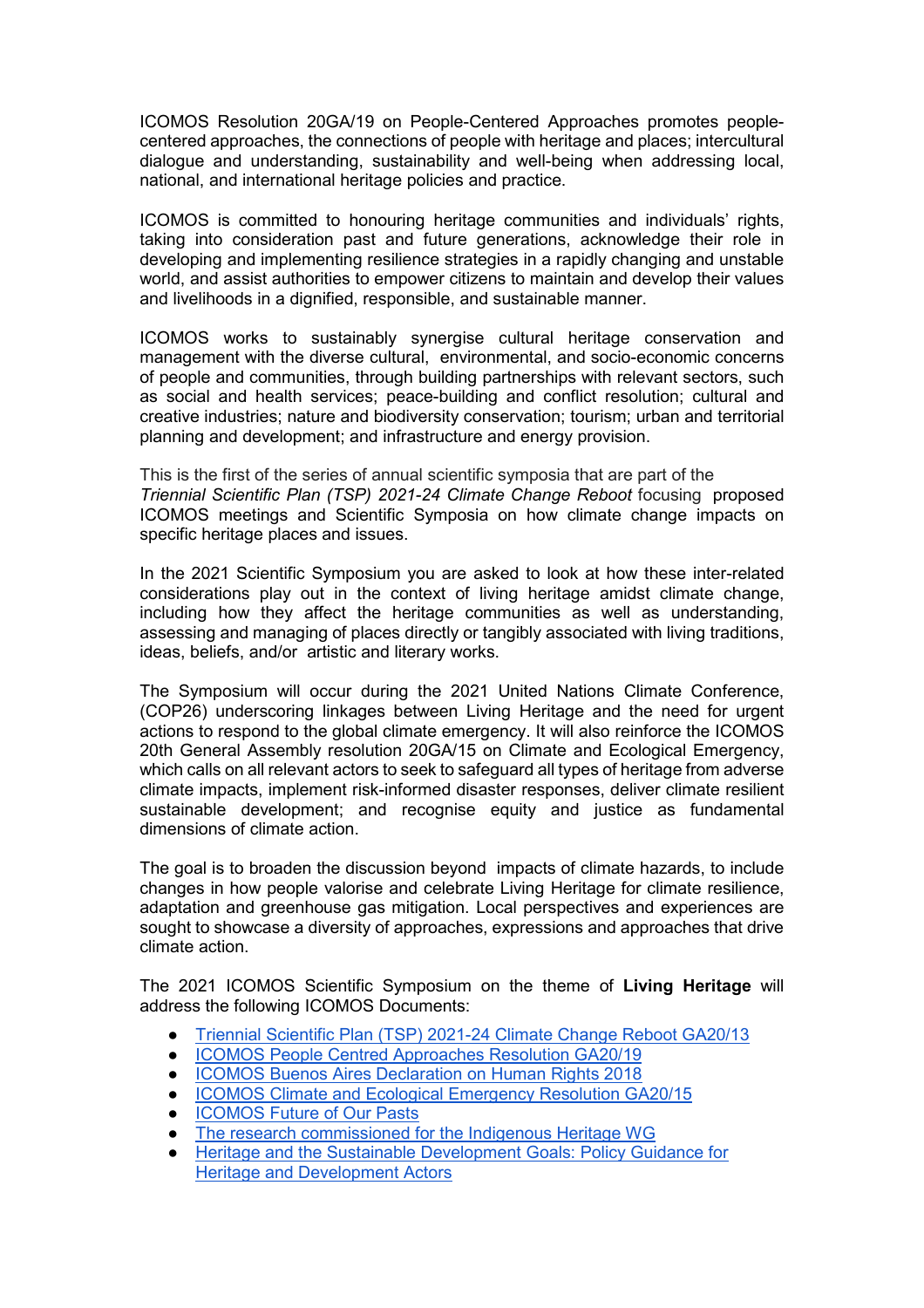ICOMOS Resolution 20GA/19 on People-Centered Approaches promotes people-centered approaches, the connections of people with heritage and places; intercultural dialogue and understanding, sustainability and well-being when addressing local, national, and international heritage policies and practice.

ICOMOS is committed to honouring heritage communities and individuals' rights, taking into consideration past and future generations, acknowledge their role in developing and implementing resilience strategies in a rapidly changing and unstable world, and assist authorities to empower citizens to maintain and develop their values and livelihoods in a dignified, responsible, and sustainable manner.

ICOMOS works to sustainably synergise cultural heritage conservation and management with the diverse cultural, environmental, and socio-economic concerns of people and communities, through building partnerships with relevant sectors, such as social and health services; peace-building and conflict resolution; cultural and creative industries; nature and biodiversity conservation; tourism; urban and territorial planning and development; and infrastructure and energy provision.

This is the first of the series of annual scientific symposia that are part of the *Triennial Scientific Plan (TSP) 2021-24 Climate Change Reboot* focusing proposed ICOMOS meetings and Scientific Symposia on how climate change impacts on specific heritage places and issues.

In the 2021 Scientific Symposium you are asked to look at how these inter-related considerations play out in the context of living heritage amidst climate change, including how they affect the heritage communities as well as understanding, assessing and managing of places directly or tangibly associated with living traditions, ideas, beliefs, and/or artistic and literary works.

The Symposium will occur during the 2021 United Nations Climate Conference, (COP26) underscoring linkages between Living Heritage and the need for urgent actions to respond to the global climate emergency. It will also reinforce the ICOMOS 20th General Assembly resolution 20GA/15 on Climate and Ecological Emergency, which calls on all relevant actors to seek to safeguard all types of heritage from adverse climate impacts, implement risk-informed disaster responses, deliver climate resilient sustainable development; and recognise equity and justice as fundamental dimensions of climate action.

The goal is to broaden the discussion beyond impacts of climate hazards, to include changes in how people valorise and celebrate Living Heritage for climate resilience, adaptation and greenhouse gas mitigation. Local perspectives and experiences are sought to showcase a diversity of approaches, expressions and approaches that drive climate action.

The 2021 ICOMOS Scientific Symposium on the theme of **Living Heritage** will address the following ICOMOS Documents:

- Triennial Scientific Plan (TSP) 2021-24 Climate Change Reboot GA20/13
- ICOMOS People Centred Approaches Resolution GA20/19
- ICOMOS Buenos Aires Declaration on Human Rights 2018
- ICOMOS Climate and Ecological Emergency Resolution GA20/15
- ICOMOS Future of Our Pasts
- The research commissioned for the Indigenous Heritage WG
- Heritage and the Sustainable Development Goals: Policy Guidance for Heritage and Development Actors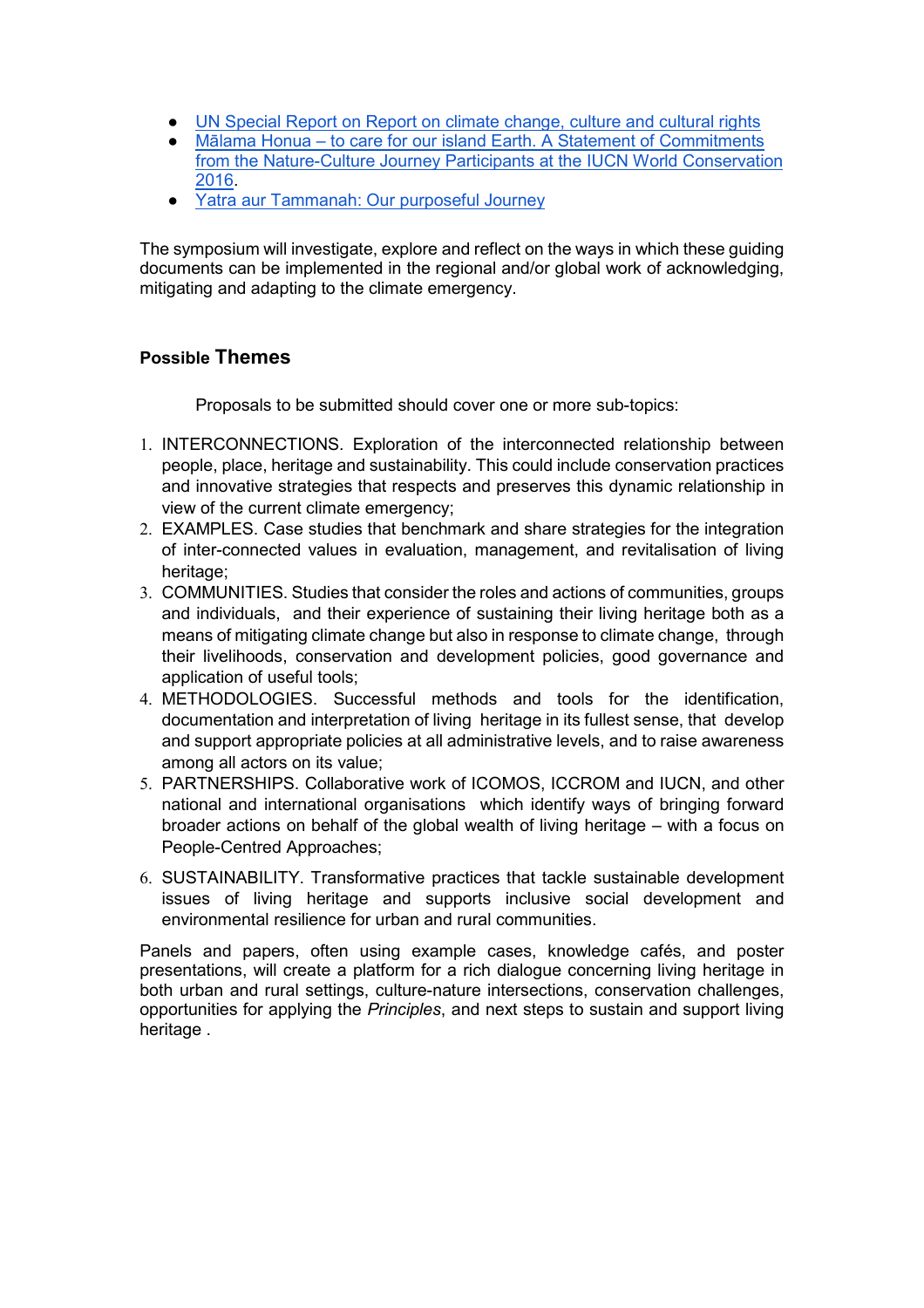- UN Special Report on Report on climate change, culture and cultural rights
- Mālama Honua – to care for our island Earth. A Statement of Commitments from the Nature-Culture Journey Participants at the IUCN World Conservation 2016.
- Yatra aur Tammanah: Our purposeful Journey

The symposium will investigate, explore and reflect on the ways in which these guiding documents can be implemented in the regional and/or global work of acknowledging, mitigating and adapting to the climate emergency.

## Possible Themes

Proposals to be submitted should cover one or more sub-topics:

1. INTERCONNECTIONS. Exploration of the interconnected relationship between people, place, heritage and sustainability. This could include conservation practices and innovative strategies that respects and preserves this dynamic relationship in view of the current climate emergency;
2. EXAMPLES. Case studies that benchmark and share strategies for the integration of inter-connected values in evaluation, management, and revitalisation of living heritage;
3. COMMUNITIES. Studies that consider the roles and actions of communities, groups and individuals, and their experience of sustaining their living heritage both as a means of mitigating climate change but also in response to climate change, through their livelihoods, conservation and development policies, good governance and application of useful tools;
4. METHODOLOGIES. Successful methods and tools for the identification, documentation and interpretation of living heritage in its fullest sense, that develop and support appropriate policies at all administrative levels, and to raise awareness among all actors on its value;
5. PARTNERSHIPS. Collaborative work of ICOMOS, ICCROM and IUCN, and other national and international organisations which identify ways of bringing forward broader actions on behalf of the global wealth of living heritage – with a focus on People-Centred Approaches;
6. SUSTAINABILITY. Transformative practices that tackle sustainable development issues of living heritage and supports inclusive social development and environmental resilience for urban and rural communities.

Panels and papers, often using example cases, knowledge cafés, and poster presentations, will create a platform for a rich dialogue concerning living heritage in both urban and rural settings, culture-nature intersections, conservation challenges, opportunities for applying the *Principles*, and next steps to sustain and support living heritage .